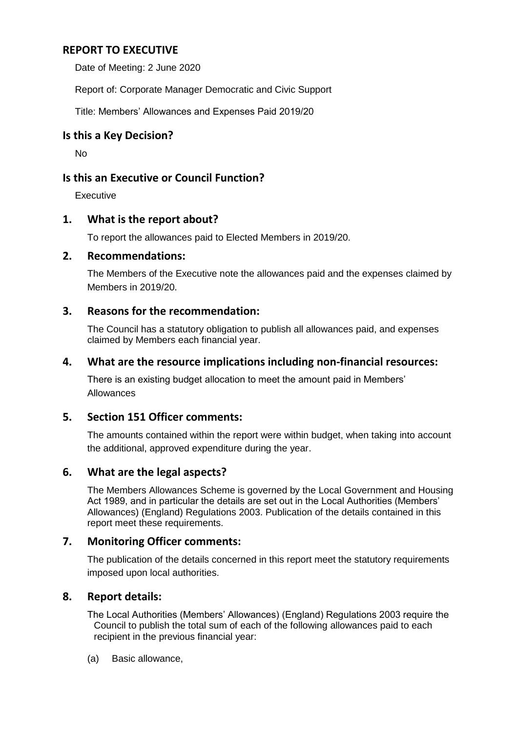## REPORT TO EXECUTIVE

Date of Meeting: 2 June 2020

Report of: Corporate Manager Democratic and Civic Support

Title: Members' Allowances and Expenses Paid 2019/20

## Is this a Key Decision?

No

## Is this an Executive or Council Function?

Executive

## 1. What is the report about?

To report the allowances paid to Elected Members in 2019/20.

## 2. Recommendations:

The Members of the Executive note the allowances paid and the expenses claimed by Members in 2019/20.

## 3. Reasons for the recommendation:

The Council has a statutory obligation to publish all allowances paid, and expenses claimed by Members each financial year.

## 4. What are the resource implications including non-financial resources:

There is an existing budget allocation to meet the amount paid in Members' Allowances

## 5. Section 151 Officer comments:

The amounts contained within the report were within budget, when taking into account the additional, approved expenditure during the year.

## 6. What are the legal aspects?

The Members Allowances Scheme is governed by the Local Government and Housing Act 1989, and in particular the details are set out in the Local Authorities (Members' Allowances) (England) Regulations 2003. Publication of the details contained in this report meet these requirements.

## 7. Monitoring Officer comments:

The publication of the details concerned in this report meet the statutory requirements imposed upon local authorities.

## 8. Report details:

The Local Authorities (Members' Allowances) (England) Regulations 2003 require the Council to publish the total sum of each of the following allowances paid to each recipient in the previous financial year:

(a) Basic allowance,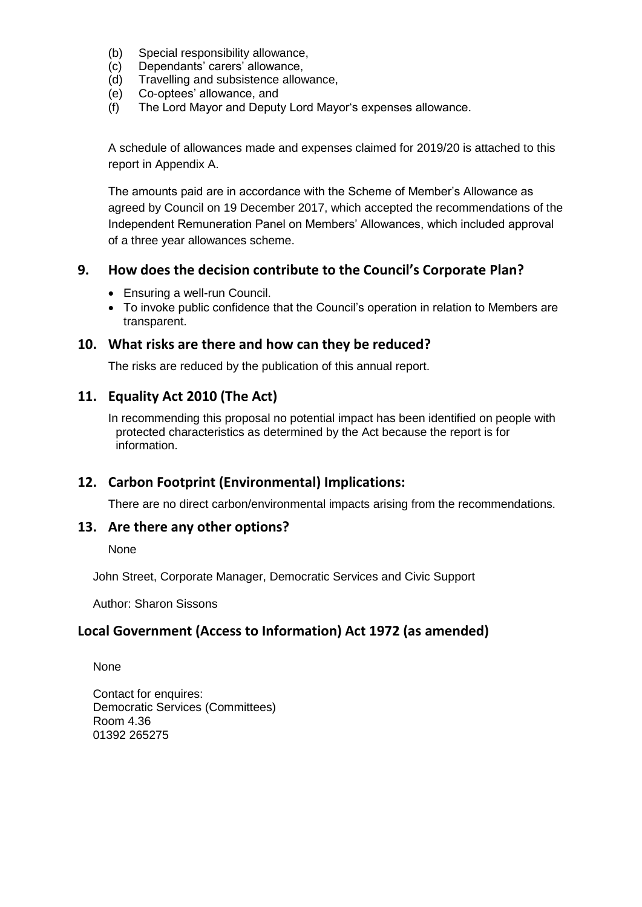(b) Special responsibility allowance,
(c) Dependants' carers' allowance,
(d) Travelling and subsistence allowance,
(e) Co-optees' allowance, and
(f) The Lord Mayor and Deputy Lord Mayor's expenses allowance.

A schedule of allowances made and expenses claimed for 2019/20 is attached to this report in Appendix A.

The amounts paid are in accordance with the Scheme of Member's Allowance as agreed by Council on 19 December 2017, which accepted the recommendations of the Independent Remuneration Panel on Members' Allowances, which included approval of a three year allowances scheme.

## 9. How does the decision contribute to the Council's Corporate Plan?

- Ensuring a well-run Council.
- To invoke public confidence that the Council's operation in relation to Members are transparent.

## 10. What risks are there and how can they be reduced?

The risks are reduced by the publication of this annual report.

## 11. Equality Act 2010 (The Act)

In recommending this proposal no potential impact has been identified on people with protected characteristics as determined by the Act because the report is for information.

## 12. Carbon Footprint (Environmental) Implications:

There are no direct carbon/environmental impacts arising from the recommendations.

## 13. Are there any other options?

None

John Street, Corporate Manager, Democratic Services and Civic Support

Author: Sharon Sissons

## Local Government (Access to Information) Act 1972 (as amended)

None

Contact for enquires:
Democratic Services (Committees)
Room 4.36
01392 265275